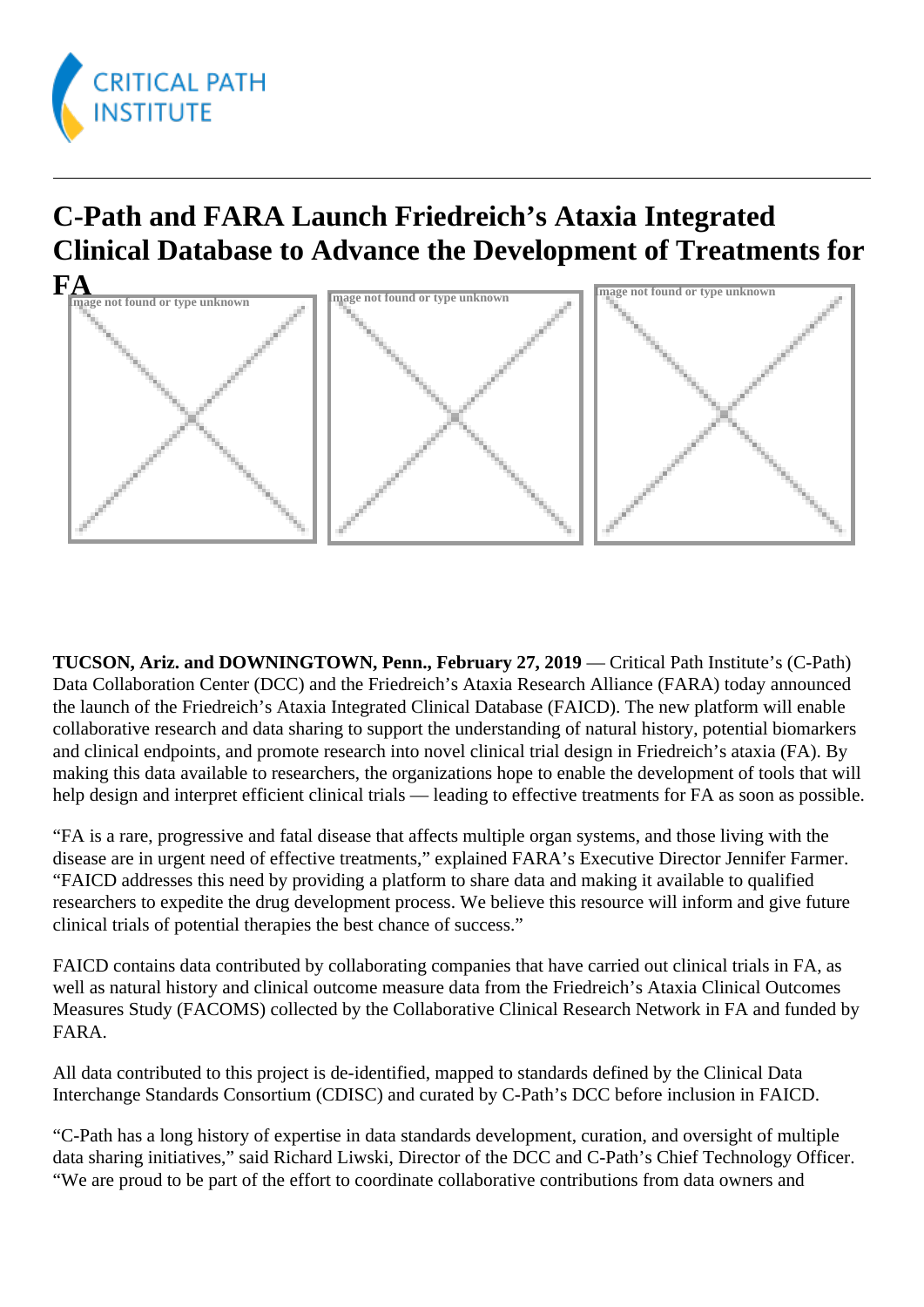# C-Path and FARA Launch Friedreich's Ataxia Integrated Clinical Database to Advance the Development of Treatments for FA

**TUCSON, Ariz. and DOWNINGTOWN, Penn., February 27, 2019** — Critical Path Institute's (C-Path) Data Collaboration Center (DCC) and the Friedreich's Ataxia Research Alliance (FARA) today announced the launch of the Friedreich's Ataxia Integrated Clinical Database (FAICD). The new platform will enable collaborative research and data sharing to support the understanding of natural history, potential biomarkers and clinical endpoints, and promote research into novel clinical trial design in Friedreich's ataxia (FA). By making this data available to researchers, the organizations hope to enable the development of tools that will help design and interpret efficient clinical trials — leading to effective treatments for FA as soon as possible.

"FA is a rare, progressive and fatal disease that affects multiple organ systems, and those living with the disease are in urgent need of effective treatments," explained FARA's Executive Director Jennifer Farmer. "FAICD addresses this need by providing a platform to share data and making it available to qualified researchers to expedite the drug development process. We believe this resource will inform and give future clinical trials of potential therapies the best chance of success."

FAICD contains data contributed by collaborating companies that have carried out clinical trials in FA, as well as natural history and clinical outcome measure data from the Friedreich's Ataxia Clinical Outcomes Measures Study (FACOMS) collected by the Collaborative Clinical Research Network in FA and funded by FARA.

All data contributed to this project is de-identified, mapped to standards defined by the Clinical Data Interchange Standards Consortium (CDISC) and curated by C-Path's DCC before inclusion in FAICD.

"C-Path has a long history of expertise in data standards development, curation, and oversight of multiple data sharing initiatives," said Richard Liwski, Director of the DCC and C-Path's Chief Technology Officer. "We are proud to be part of the effort to coordinate collaborative contributions from data owners and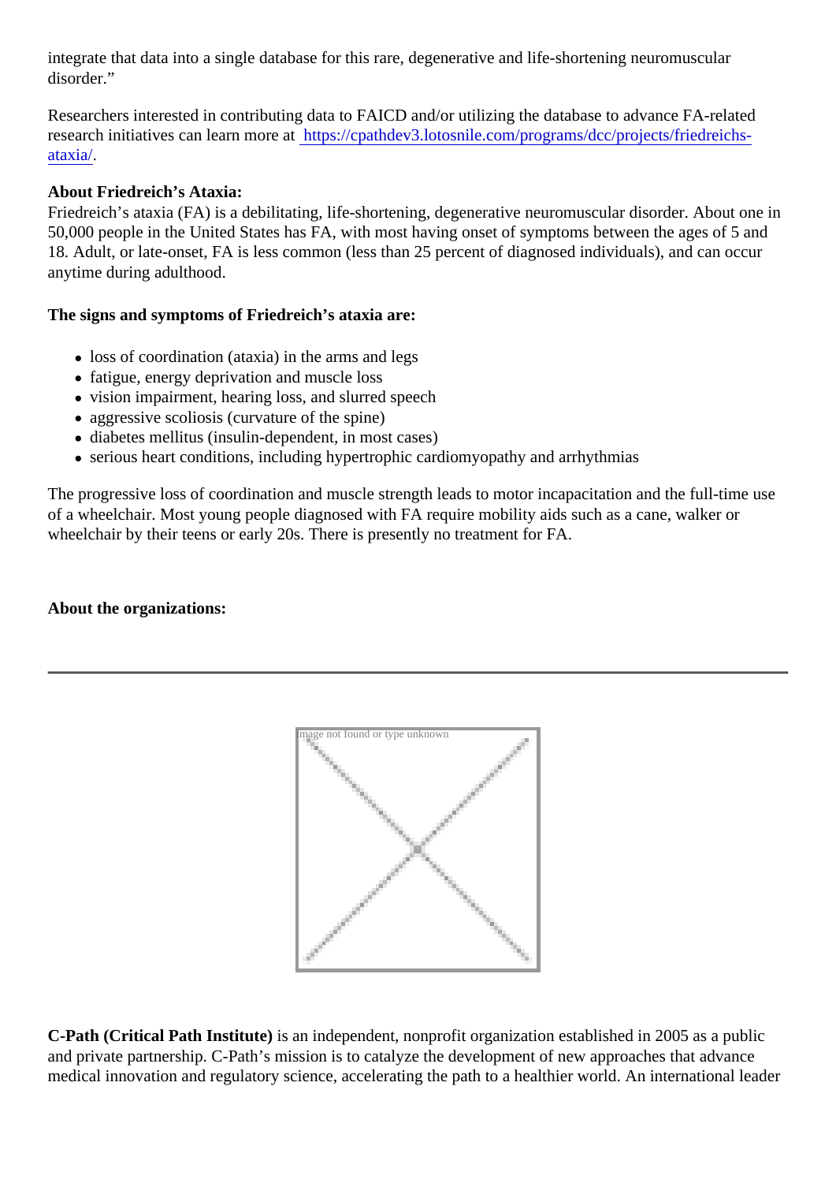integrate that data into a single database for this rare, degenerative and life-shortening neuromuscular disorder."

Researchers interested in contributing data to FAICD and/or utilizing the database to advance FA-related research initiatives can learn more at [https://cpathdev3.lotosnile.com/programs/dcc/projects/friedreichs-ataxia/](https://cpathdev3.lotosnile.com/programs/dcc/projects/friedreichs-ataxia/).

**About Friedreich's Ataxia:**
Friedreich's ataxia (FA) is a debilitating, life-shortening, degenerative neuromuscular disorder. About one in 50,000 people in the United States has FA, with most having onset of symptoms between the ages of 5 and 18. Adult, or late-onset, FA is less common (less than 25 percent of diagnosed individuals), and can occur anytime during adulthood.

**The signs and symptoms of Friedreich's ataxia are:**

- loss of coordination (ataxia) in the arms and legs
- fatigue, energy deprivation and muscle loss
- vision impairment, hearing loss, and slurred speech
- aggressive scoliosis (curvature of the spine)
- diabetes mellitus (insulin-dependent, in most cases)
- serious heart conditions, including hypertrophic cardiomyopathy and arrhythmias

The progressive loss of coordination and muscle strength leads to motor incapacitation and the full-time use of a wheelchair. Most young people diagnosed with FA require mobility aids such as a cane, walker or wheelchair by their teens or early 20s. There is presently no treatment for FA.

**About the organizations:**

---

**C-Path (Critical Path Institute)** is an independent, nonprofit organization established in 2005 as a public and private partnership. C-Path's mission is to catalyze the development of new approaches that advance medical innovation and regulatory science, accelerating the path to a healthier world. An international leader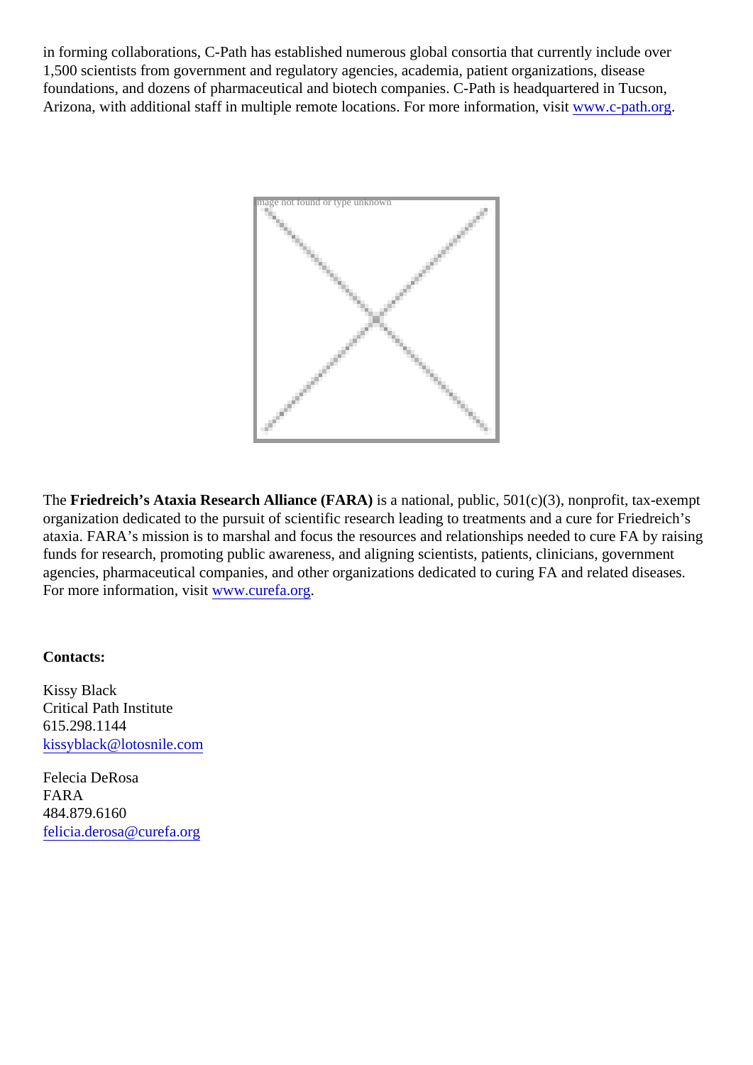in forming collaborations, C-Path has established numerous global consortia that currently include over 1,500 scientists from government and regulatory agencies, academia, patient organizations, disease foundations, and dozens of pharmaceutical and biotech companies. C-Path is headquartered in Tucson, Arizona, with additional staff in multiple remote locations. For more information, visit www.c-path.org.

The **Friedreich's Ataxia Research Alliance (FARA)** is a national, public, 501(c)(3), nonprofit, tax-exempt organization dedicated to the pursuit of scientific research leading to treatments and a cure for Friedreich's ataxia. FARA's mission is to marshal and focus the resources and relationships needed to cure FA by raising funds for research, promoting public awareness, and aligning scientists, patients, clinicians, government agencies, pharmaceutical companies, and other organizations dedicated to curing FA and related diseases. For more information, visit www.curefa.org.

**Contacts:**

Kissy Black
Critical Path Institute
615.298.1144
kissyblack@lotosnile.com

Felecia DeRosa
FARA
484.879.6160
felicia.derosa@curefa.org